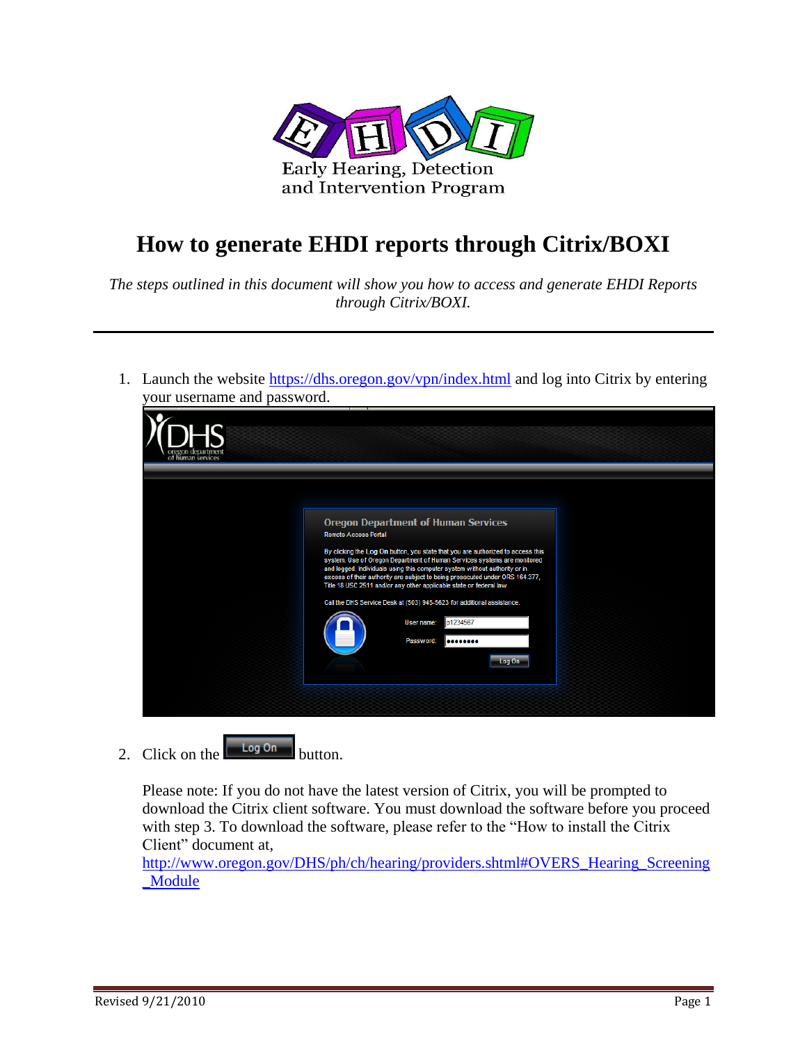EHDI
Early Hearing, Detection
and Intervention Program

# How to generate EHDI reports through Citrix/BOXI

*The steps outlined in this document will show you how to access and generate EHDI Reports through Citrix/BOXI.*

---

1. Launch the website https://dhs.oregon.gov/vpn/index.html and log into Citrix by entering your username and password.

2. Click on the Log On button.

   Please note: If you do not have the latest version of Citrix, you will be prompted to download the Citrix client software. You must download the software before you proceed with step 3. To download the software, please refer to the "How to install the Citrix Client" document at, http://www.oregon.gov/DHS/ph/ch/hearing/providers.shtml#OVERS_Hearing_Screening_Module

Revised 9/21/2010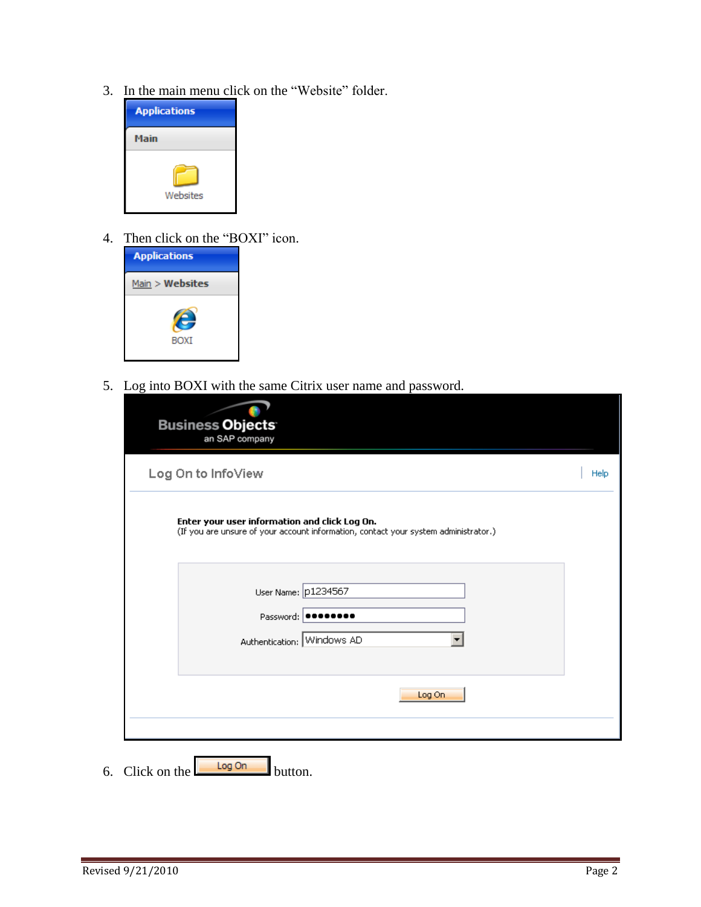3. In the main menu click on the "Website" folder.

4. Then click on the "BOXI" icon.

5. Log into BOXI with the same Citrix user name and password.

6. Click on the Log On button.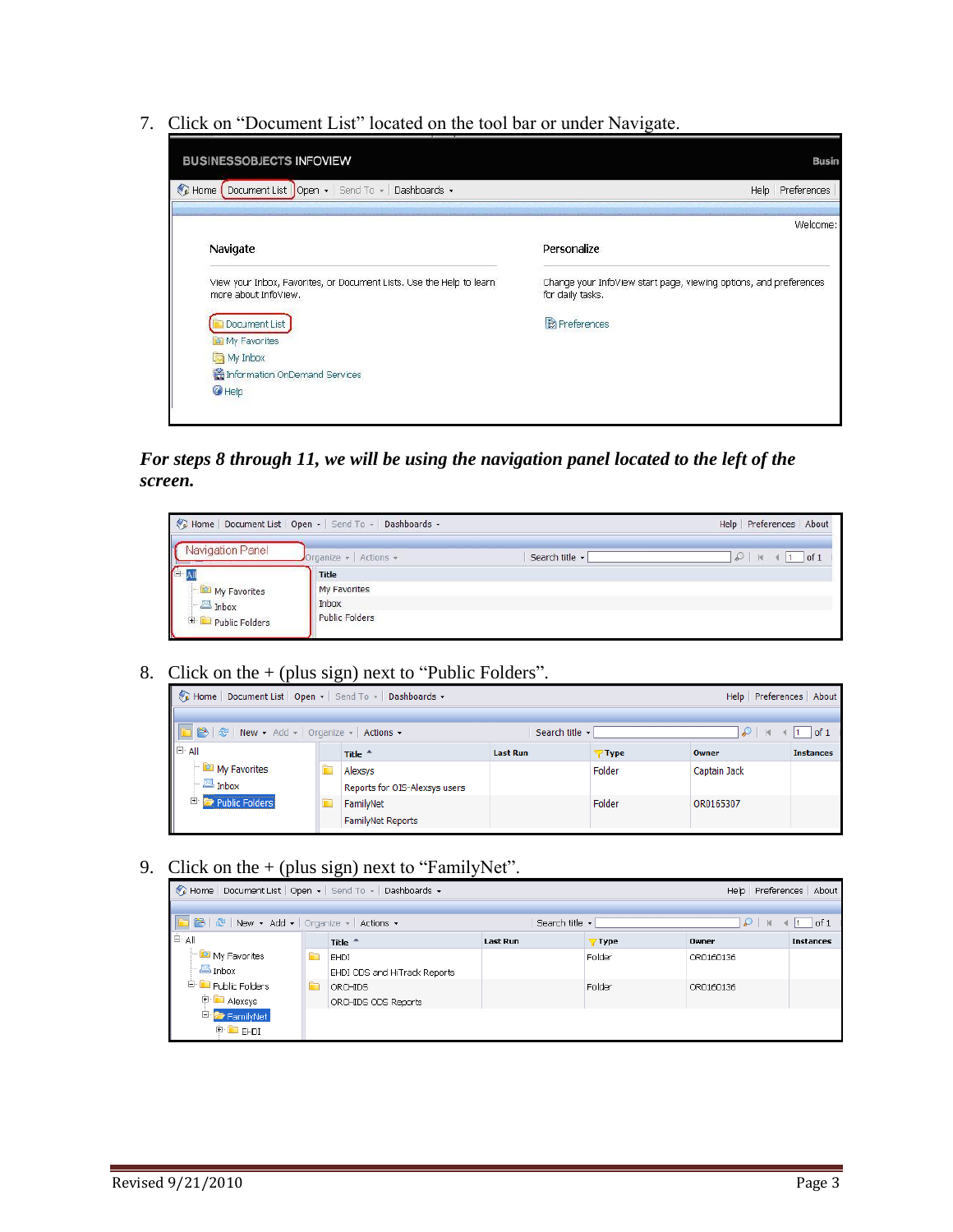7. Click on "Document List" located on the tool bar or under Navigate.

***For steps 8 through 11, we will be using the navigation panel located to the left of the screen.***

8. Click on the + (plus sign) next to "Public Folders".

9. Click on the + (plus sign) next to "FamilyNet".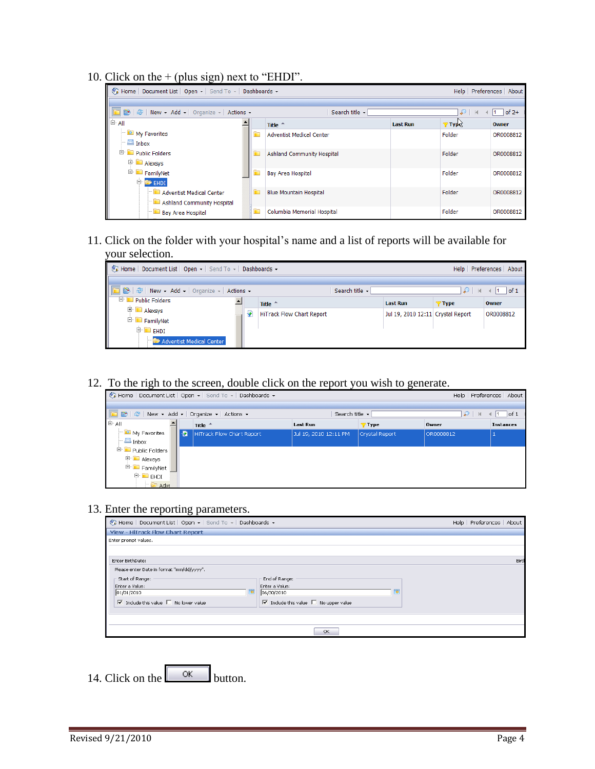10. Click on the + (plus sign) next to “EHDI”.

11. Click on the folder with your hospital’s name and a list of reports will be available for your selection.

12. To the righ to the screen, double click on the report you wish to generate.

13. Enter the reporting parameters.

14. Click on the OK button.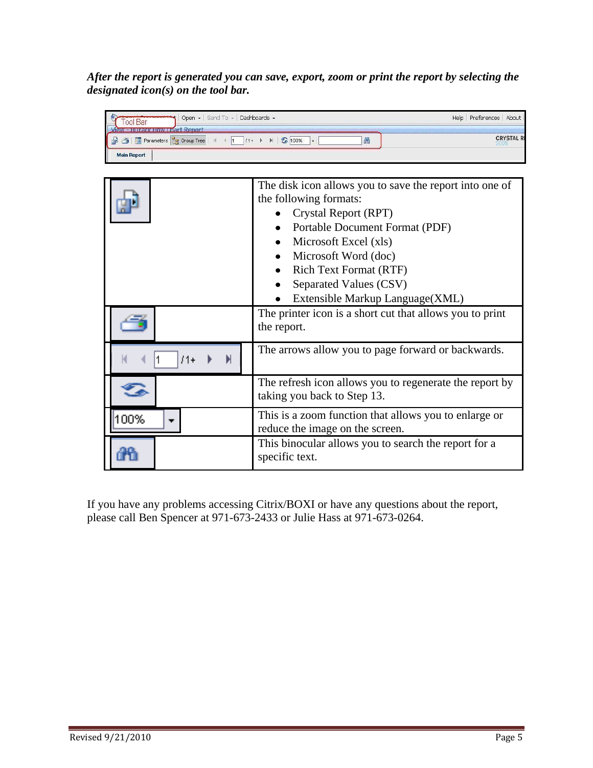***After the report is generated you can save, export, zoom or print the report by selecting the designated icon(s) on the tool bar.***

| | |
|---|---|
| | The disk icon allows you to save the report into one of the following formats:<br>• Crystal Report (RPT)<br>• Portable Document Format (PDF)<br>• Microsoft Excel (xls)<br>• Microsoft Word (doc)<br>• Rich Text Format (RTF)<br>• Separated Values (CSV)<br>• Extensible Markup Language(XML) |
| | The printer icon is a short cut that allows you to print the report. |
| 1 /1+ | The arrows allow you to page forward or backwards. |
| | The refresh icon allows you to regenerate the report by taking you back to Step 13. |
| 100% | This is a zoom function that allows you to enlarge or reduce the image on the screen. |
| | This binocular allows you to search the report for a specific text. |

If you have any problems accessing Citrix/BOXI or have any questions about the report, please call Ben Spencer at 971-673-2433 or Julie Hass at 971-673-0264.

Revised 9/21/2010